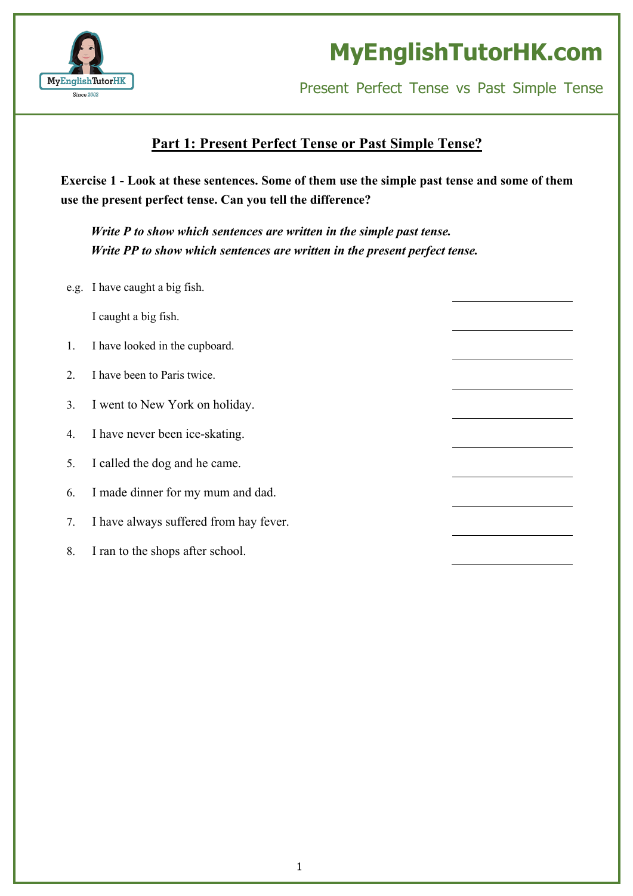# MyEnglishTutorHK.com

Present Perfect Tense vs Past Simple Tense

## Part 1: Present Perfect Tense or Past Simple Tense?

**Exercise 1 - Look at these sentences. Some of them use the simple past tense and some of them use the present perfect tense. Can you tell the difference?**

***Write P to show which sentences are written in the simple past tense.***
***Write PP to show which sentences are written in the present perfect tense.***

e.g. I have caught a big fish. ____________

I caught a big fish. ____________

1. I have looked in the cupboard. ____________
2. I have been to Paris twice. ____________
3. I went to New York on holiday. ____________
4. I have never been ice-skating. ____________
5. I called the dog and he came. ____________
6. I made dinner for my mum and dad. ____________
7. I have always suffered from hay fever. ____________
8. I ran to the shops after school. ____________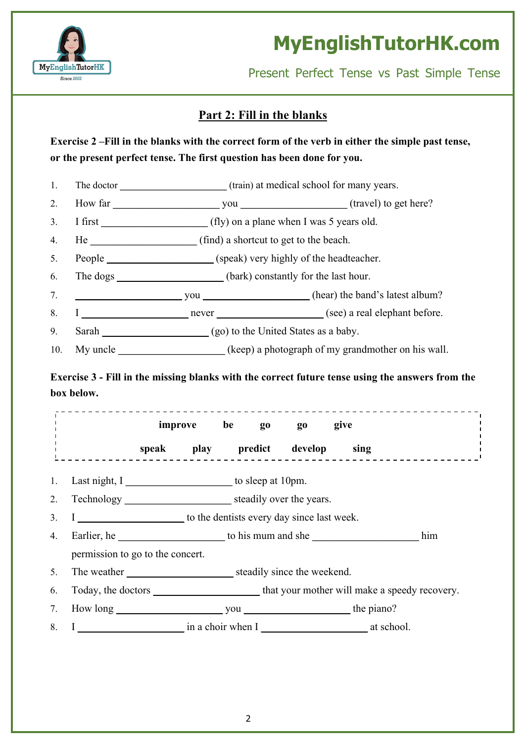## Part 2: Fill in the blanks

**Exercise 2 –Fill in the blanks with the correct form of the verb in either the simple past tense, or the present perfect tense. The first question has been done for you.**

1. The doctor ____________________ (train) at medical school for many years.
2. How far ____________________ you ____________________ (travel) to get here?
3. I first ____________________ (fly) on a plane when I was 5 years old.
4. He ____________________ (find) a shortcut to get to the beach.
5. People ____________________ (speak) very highly of the headteacher.
6. The dogs ____________________ (bark) constantly for the last hour.
7. ____________________ you ____________________ (hear) the band's latest album?
8. I ____________________ never ____________________ (see) a real elephant before.
9. Sarah ____________________ (go) to the United States as a baby.
10. My uncle ____________________ (keep) a photograph of my grandmother on his wall.

**Exercise 3 - Fill in the missing blanks with the correct future tense using the answers from the box below.**

**improve** **be** **go** **go** **give**

**speak** **play** **predict** **develop** **sing**

1. Last night, I ____________________ to sleep at 10pm.
2. Technology ____________________ steadily over the years.
3. I ____________________ to the dentists every day since last week.
4. Earlier, he ____________________ to his mum and she ____________________ him permission to go to the concert.
5. The weather ____________________ steadily since the weekend.
6. Today, the doctors ____________________ that your mother will make a speedy recovery.
7. How long ____________________ you ____________________ the piano?
8. I ____________________ in a choir when I ____________________ at school.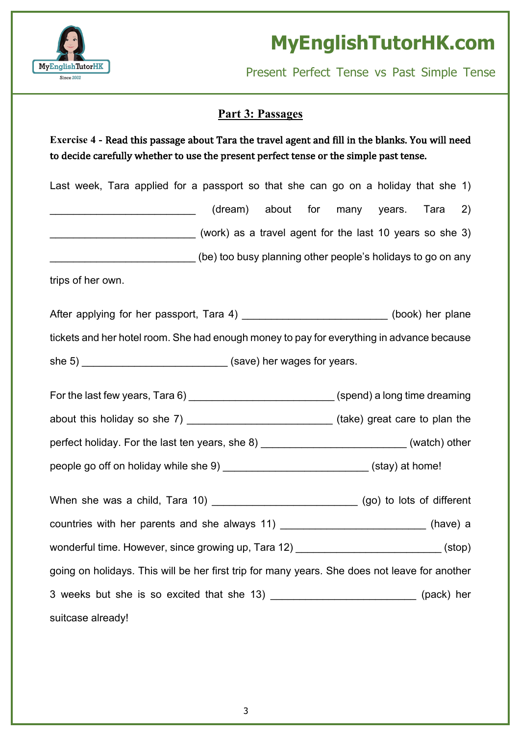## Part 3: Passages

**Exercise 4 - Read this passage about Tara the travel agent and fill in the blanks. You will need to decide carefully whether to use the present perfect tense or the simple past tense.**

Last week, Tara applied for a passport so that she can go on a holiday that she 1) _________________________ (dream) about for many years. Tara 2) _________________________ (work) as a travel agent for the last 10 years so she 3) _________________________ (be) too busy planning other people's holidays to go on any trips of her own.

After applying for her passport, Tara 4) _________________________ (book) her plane tickets and her hotel room. She had enough money to pay for everything in advance because she 5) _________________________ (save) her wages for years.

For the last few years, Tara 6) _________________________ (spend) a long time dreaming about this holiday so she 7) _________________________ (take) great care to plan the perfect holiday. For the last ten years, she 8) _________________________ (watch) other people go off on holiday while she 9) _________________________ (stay) at home!

When she was a child, Tara 10) _________________________ (go) to lots of different countries with her parents and she always 11) _________________________ (have) a wonderful time. However, since growing up, Tara 12) _________________________ (stop) going on holidays. This will be her first trip for many years. She does not leave for another 3 weeks but she is so excited that she 13) _________________________ (pack) her suitcase already!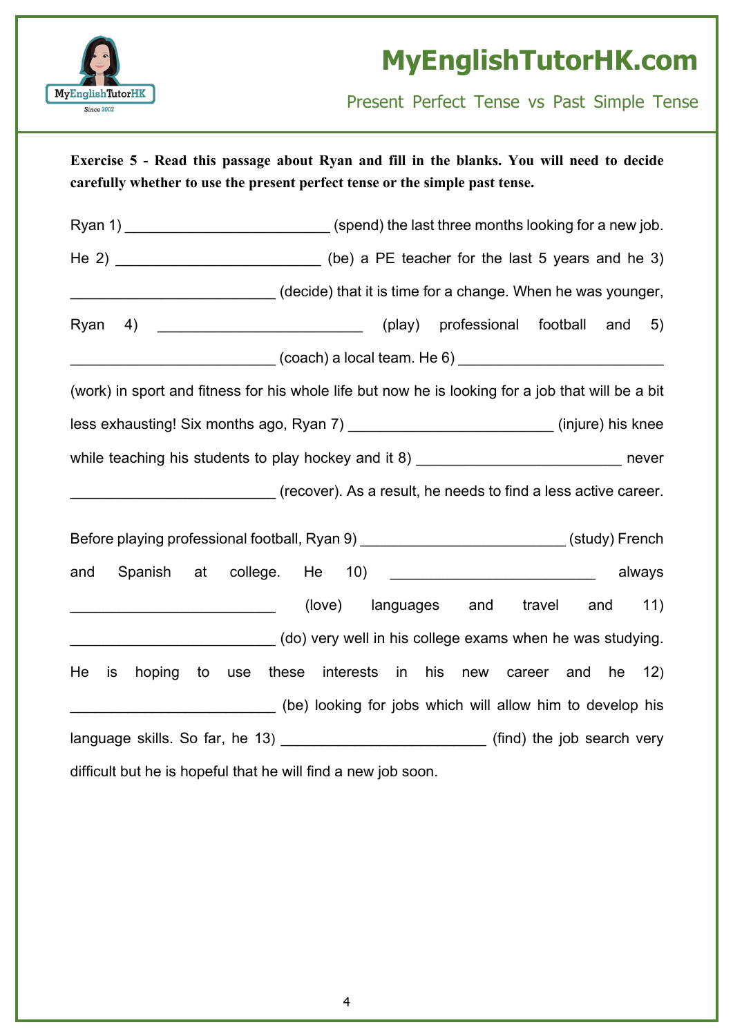**Exercise 5 - Read this passage about Ryan and fill in the blanks. You will need to decide carefully whether to use the present perfect tense or the simple past tense.**

Ryan 1) _________________________ (spend) the last three months looking for a new job. He 2) _________________________ (be) a PE teacher for the last 5 years and he 3) _________________________ (decide) that it is time for a change. When he was younger, Ryan 4) _________________________ (play) professional football and 5) _________________________ (coach) a local team. He 6) _________________________ (work) in sport and fitness for his whole life but now he is looking for a job that will be a bit less exhausting! Six months ago, Ryan 7) _________________________ (injure) his knee while teaching his students to play hockey and it 8) _________________________ never _________________________ (recover). As a result, he needs to find a less active career.

Before playing professional football, Ryan 9) _________________________ (study) French and Spanish at college. He 10) _________________________ always _________________________ (love) languages and travel and 11) _________________________ (do) very well in his college exams when he was studying. He is hoping to use these interests in his new career and he 12) _________________________ (be) looking for jobs which will allow him to develop his language skills. So far, he 13) _________________________ (find) the job search very difficult but he is hopeful that he will find a new job soon.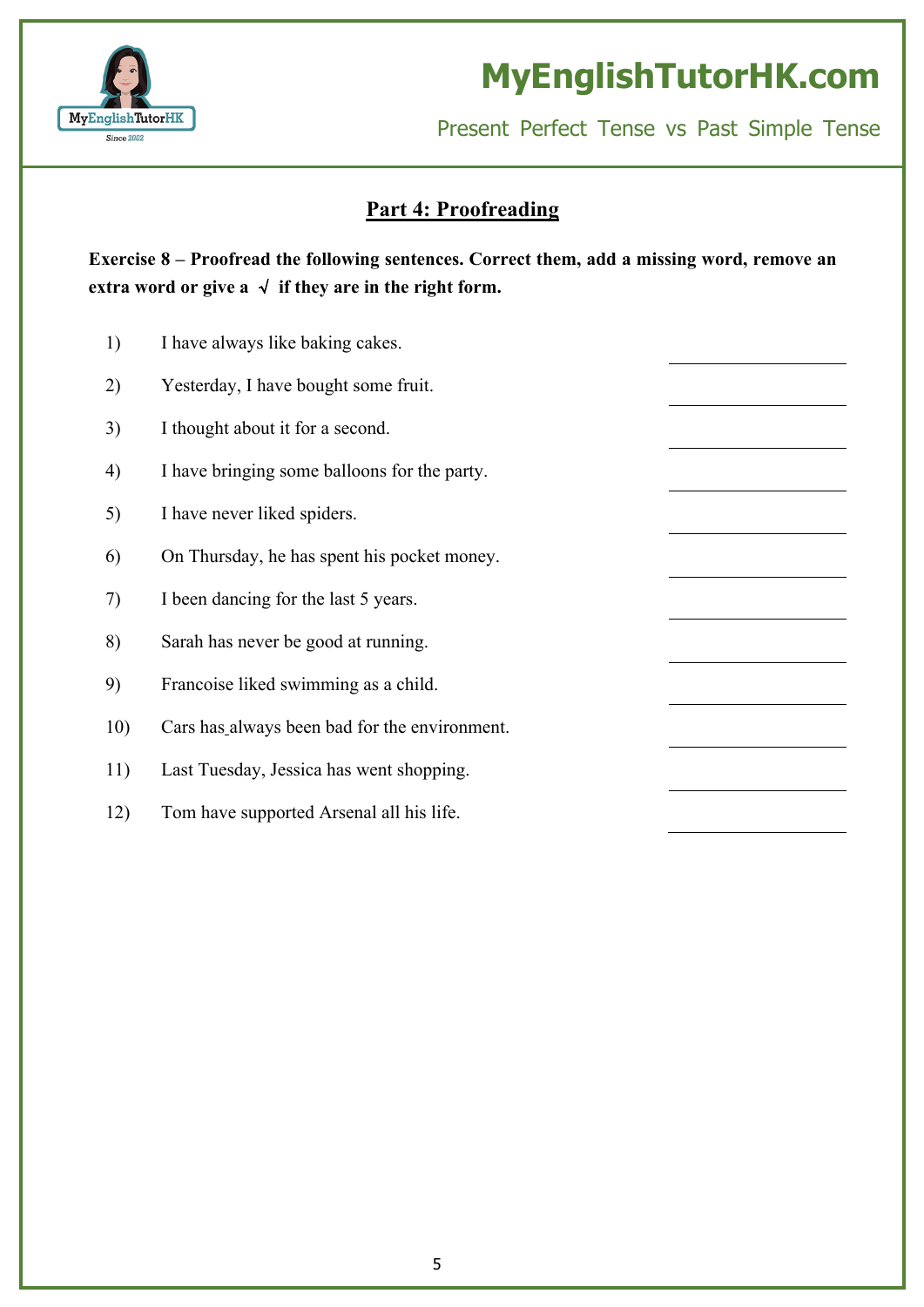## Part 4: Proofreading

**Exercise 8 – Proofread the following sentences. Correct them, add a missing word, remove an extra word or give a √ if they are in the right form.**

1) I have always like baking cakes. \_\_\_\_\_\_\_\_\_\_\_\_\_\_\_\_
2) Yesterday, I have bought some fruit. \_\_\_\_\_\_\_\_\_\_\_\_\_\_\_\_
3) I thought about it for a second. \_\_\_\_\_\_\_\_\_\_\_\_\_\_\_\_
4) I have bringing some balloons for the party. \_\_\_\_\_\_\_\_\_\_\_\_\_\_\_\_
5) I have never liked spiders. \_\_\_\_\_\_\_\_\_\_\_\_\_\_\_\_
6) On Thursday, he has spent his pocket money. \_\_\_\_\_\_\_\_\_\_\_\_\_\_\_\_
7) I been dancing for the last 5 years. \_\_\_\_\_\_\_\_\_\_\_\_\_\_\_\_
8) Sarah has never be good at running. \_\_\_\_\_\_\_\_\_\_\_\_\_\_\_\_
9) Francoise liked swimming as a child. \_\_\_\_\_\_\_\_\_\_\_\_\_\_\_\_
10) Cars has always been bad for the environment. \_\_\_\_\_\_\_\_\_\_\_\_\_\_\_\_
11) Last Tuesday, Jessica has went shopping. \_\_\_\_\_\_\_\_\_\_\_\_\_\_\_\_
12) Tom have supported Arsenal all his life. \_\_\_\_\_\_\_\_\_\_\_\_\_\_\_\_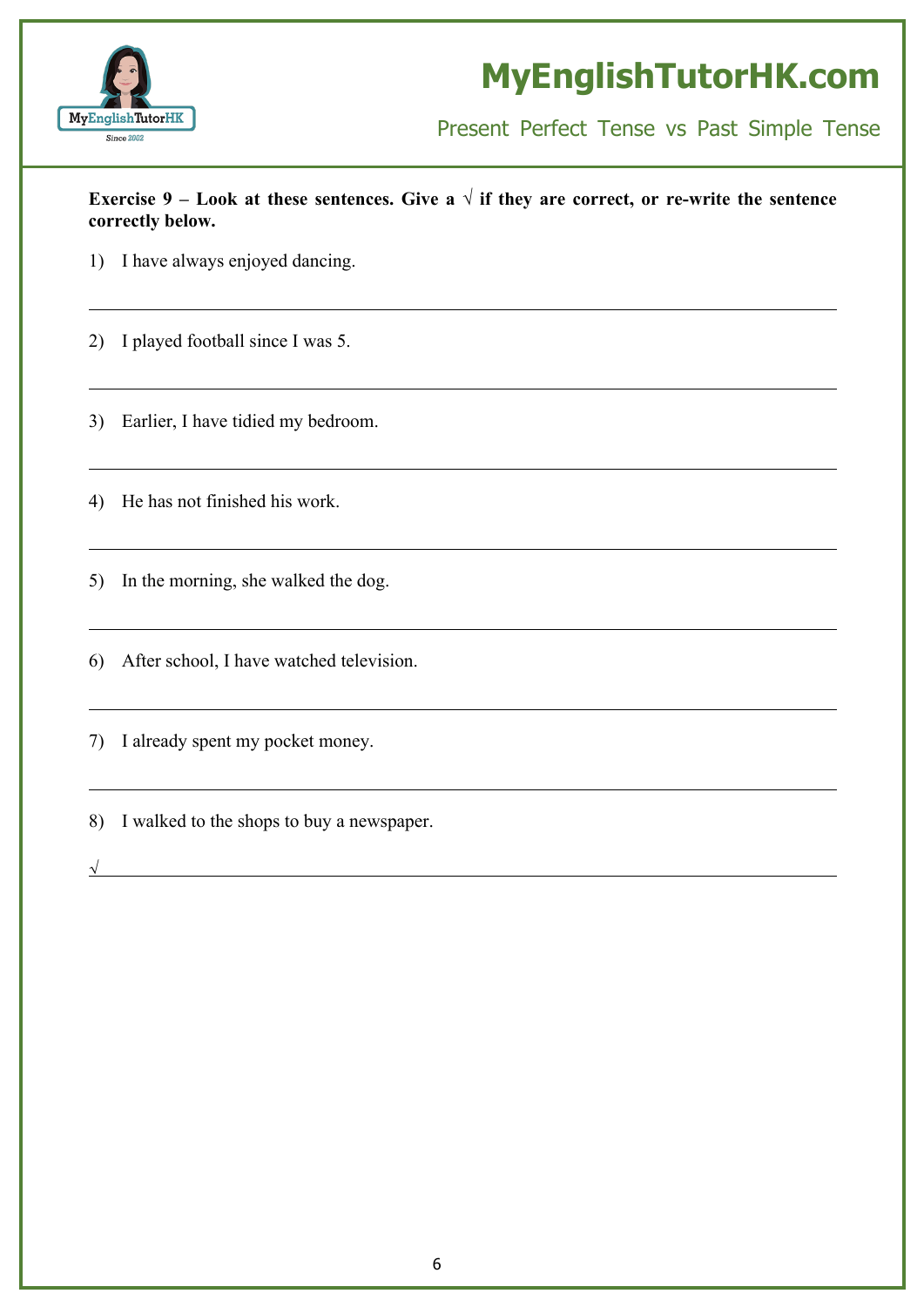**Exercise 9 – Look at these sentences. Give a √ if they are correct, or re-write the sentence correctly below.**

1) I have always enjoyed dancing.

___

2) I played football since I was 5.

___

3) Earlier, I have tidied my bedroom.

___

4) He has not finished his work.

___

5) In the morning, she walked the dog.

___

6) After school, I have watched television.

___

7) I already spent my pocket money.

___

8) I walked to the shops to buy a newspaper.

√ ___